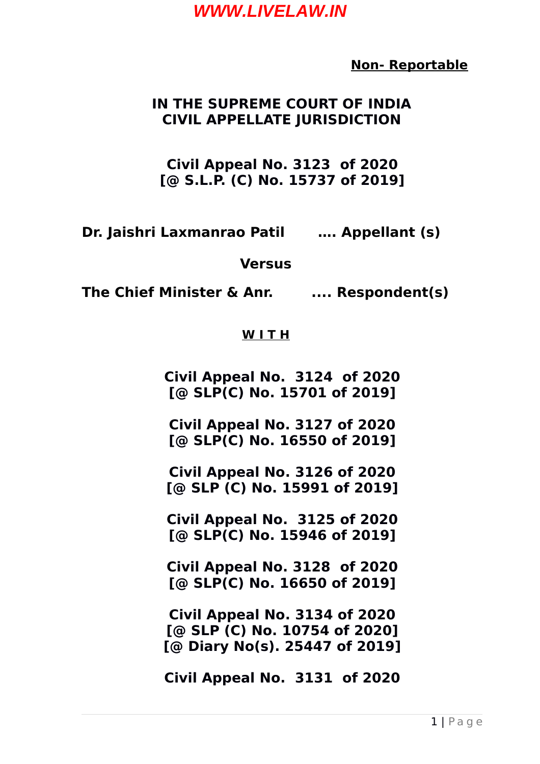**Non- Reportable**

**IN THE SUPREME COURT OF INDIA**
**CIVIL APPELLATE JURISDICTION**

**Civil Appeal No. 3123 of 2020**
**[@ S.L.P. (C) No. 15737 of 2019]**

**Dr. Jaishri Laxmanrao Patil .... Appellant (s)**

**Versus**

**The Chief Minister & Anr. .... Respondent(s)**

**W I T H**

**Civil Appeal No. 3124 of 2020**
**[@ SLP(C) No. 15701 of 2019]**

**Civil Appeal No. 3127 of 2020**
**[@ SLP(C) No. 16550 of 2019]**

**Civil Appeal No. 3126 of 2020**
**[@ SLP (C) No. 15991 of 2019]**

**Civil Appeal No. 3125 of 2020**
**[@ SLP(C) No. 15946 of 2019]**

**Civil Appeal No. 3128 of 2020**
**[@ SLP(C) No. 16650 of 2019]**

**Civil Appeal No. 3134 of 2020**
**[@ SLP (C) No. 10754 of 2020]**
**[@ Diary No(s). 25447 of 2019]**

**Civil Appeal No. 3131 of 2020**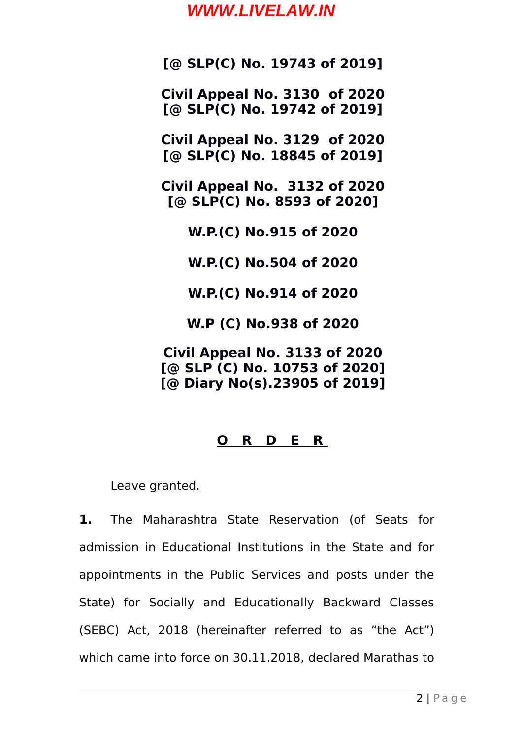**[@ SLP(C) No. 19743 of 2019]**

**Civil Appeal No. 3130 of 2020**
**[@ SLP(C) No. 19742 of 2019]**

**Civil Appeal No. 3129 of 2020**
**[@ SLP(C) No. 18845 of 2019]**

**Civil Appeal No. 3132 of 2020**
**[@ SLP(C) No. 8593 of 2020]**

**W.P.(C) No.915 of 2020**

**W.P.(C) No.504 of 2020**

**W.P.(C) No.914 of 2020**

**W.P (C) No.938 of 2020**

**Civil Appeal No. 3133 of 2020**
**[@ SLP (C) No. 10753 of 2020]**
**[@ Diary No(s).23905 of 2019]**

## O R D E R

Leave granted.

**1.** The Maharashtra State Reservation (of Seats for admission in Educational Institutions in the State and for appointments in the Public Services and posts under the State) for Socially and Educationally Backward Classes (SEBC) Act, 2018 (hereinafter referred to as "the Act") which came into force on 30.11.2018, declared Marathas to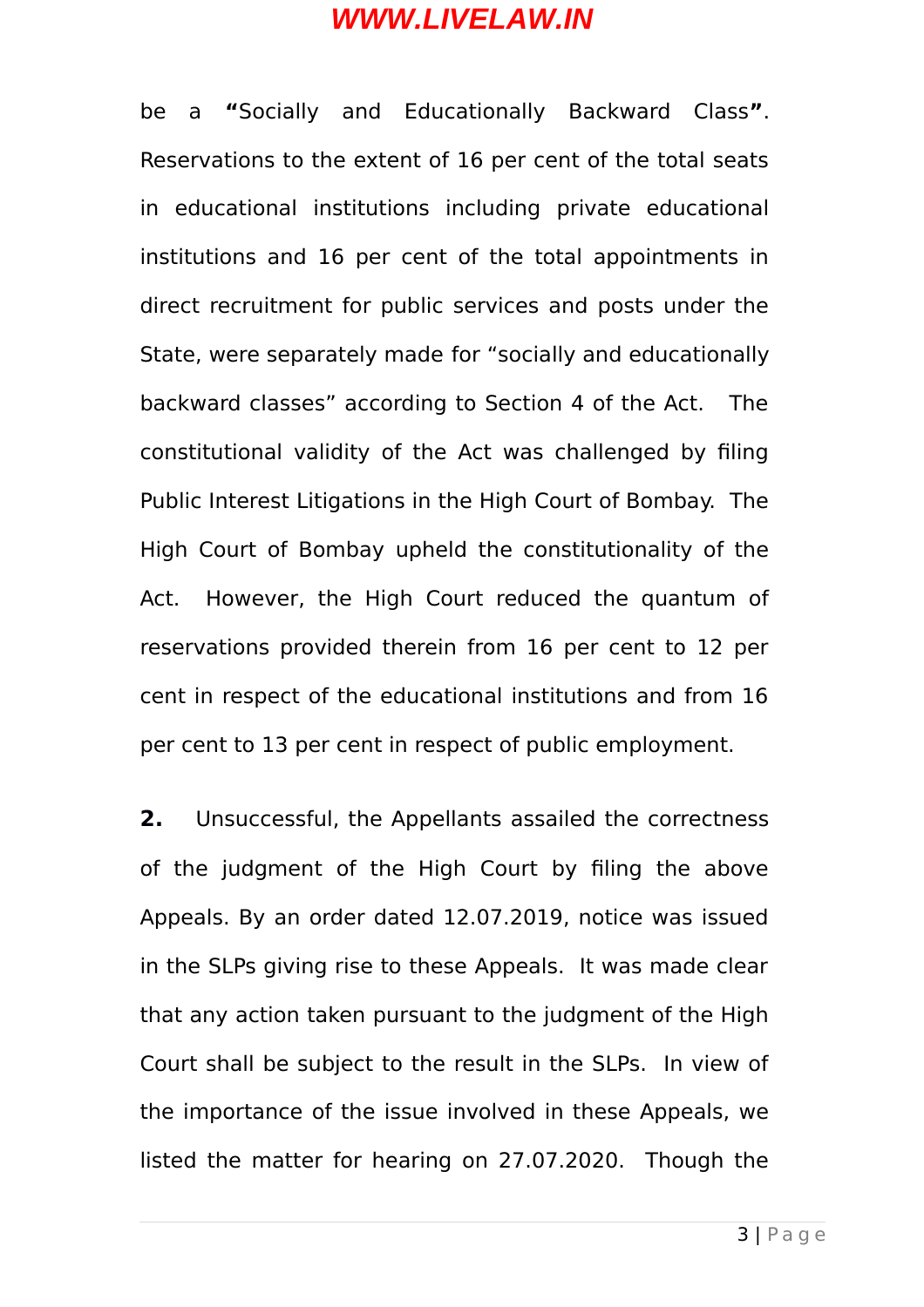be a **"**Socially and Educationally Backward Class**"**. Reservations to the extent of 16 per cent of the total seats in educational institutions including private educational institutions and 16 per cent of the total appointments in direct recruitment for public services and posts under the State, were separately made for "socially and educationally backward classes" according to Section 4 of the Act. The constitutional validity of the Act was challenged by filing Public Interest Litigations in the High Court of Bombay. The High Court of Bombay upheld the constitutionality of the Act. However, the High Court reduced the quantum of reservations provided therein from 16 per cent to 12 per cent in respect of the educational institutions and from 16 per cent to 13 per cent in respect of public employment.

**2.** Unsuccessful, the Appellants assailed the correctness of the judgment of the High Court by filing the above Appeals. By an order dated 12.07.2019, notice was issued in the SLPs giving rise to these Appeals. It was made clear that any action taken pursuant to the judgment of the High Court shall be subject to the result in the SLPs. In view of the importance of the issue involved in these Appeals, we listed the matter for hearing on 27.07.2020. Though the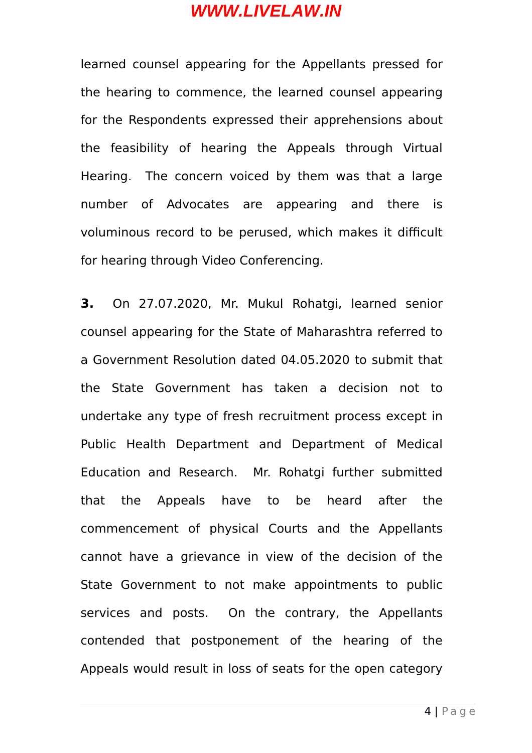learned counsel appearing for the Appellants pressed for the hearing to commence, the learned counsel appearing for the Respondents expressed their apprehensions about the feasibility of hearing the Appeals through Virtual Hearing. The concern voiced by them was that a large number of Advocates are appearing and there is voluminous record to be perused, which makes it difficult for hearing through Video Conferencing.

**3.** On 27.07.2020, Mr. Mukul Rohatgi, learned senior counsel appearing for the State of Maharashtra referred to a Government Resolution dated 04.05.2020 to submit that the State Government has taken a decision not to undertake any type of fresh recruitment process except in Public Health Department and Department of Medical Education and Research. Mr. Rohatgi further submitted that the Appeals have to be heard after the commencement of physical Courts and the Appellants cannot have a grievance in view of the decision of the State Government to not make appointments to public services and posts. On the contrary, the Appellants contended that postponement of the hearing of the Appeals would result in loss of seats for the open category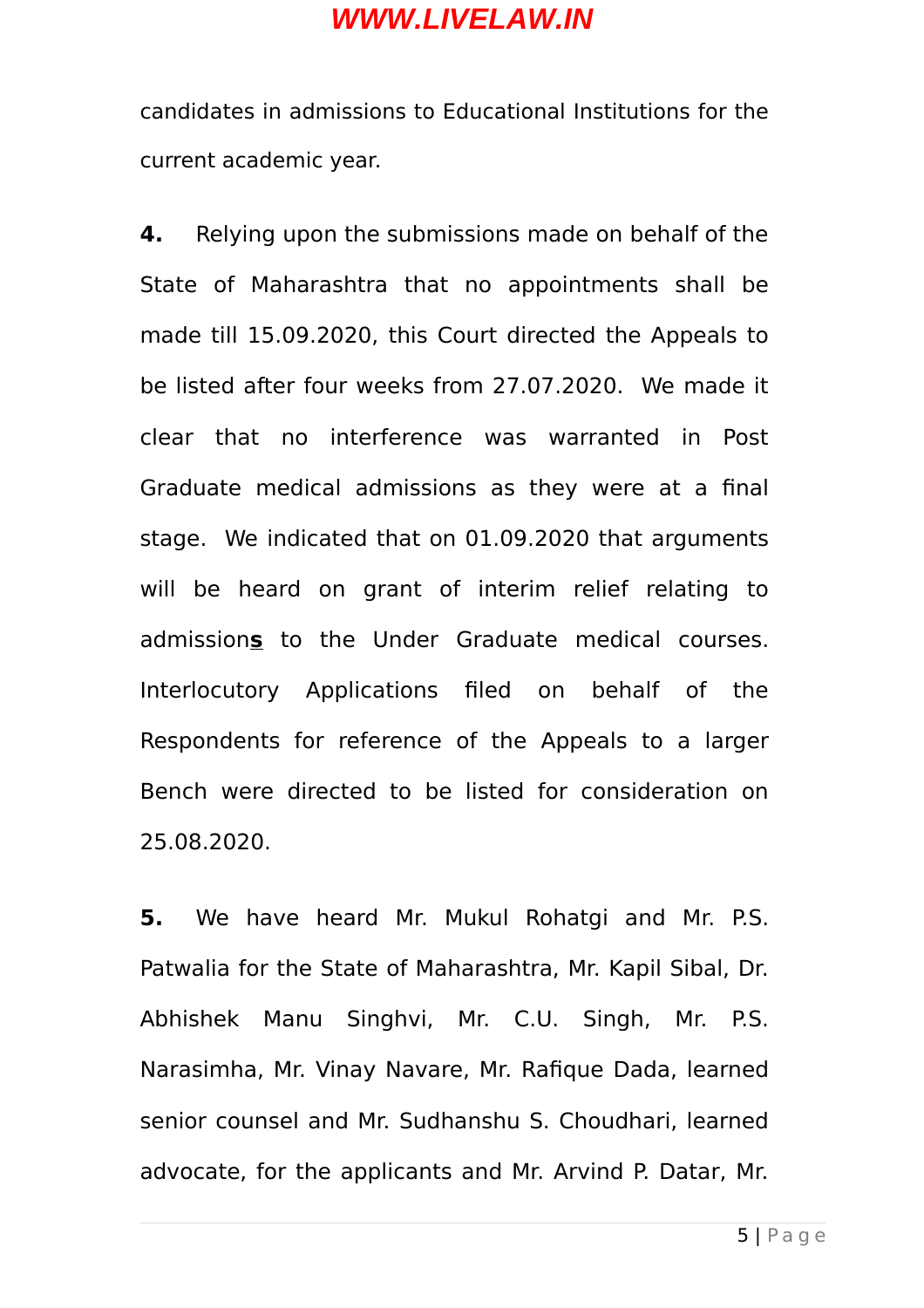candidates in admissions to Educational Institutions for the current academic year.

**4.** Relying upon the submissions made on behalf of the State of Maharashtra that no appointments shall be made till 15.09.2020, this Court directed the Appeals to be listed after four weeks from 27.07.2020. We made it clear that no interference was warranted in Post Graduate medical admissions as they were at a final stage. We indicated that on 01.09.2020 that arguments will be heard on grant of interim relief relating to admission**s** to the Under Graduate medical courses. Interlocutory Applications filed on behalf of the Respondents for reference of the Appeals to a larger Bench were directed to be listed for consideration on 25.08.2020.

**5.** We have heard Mr. Mukul Rohatgi and Mr. P.S. Patwalia for the State of Maharashtra, Mr. Kapil Sibal, Dr. Abhishek Manu Singhvi, Mr. C.U. Singh, Mr. P.S. Narasimha, Mr. Vinay Navare, Mr. Rafique Dada, learned senior counsel and Mr. Sudhanshu S. Choudhari, learned advocate, for the applicants and Mr. Arvind P. Datar, Mr.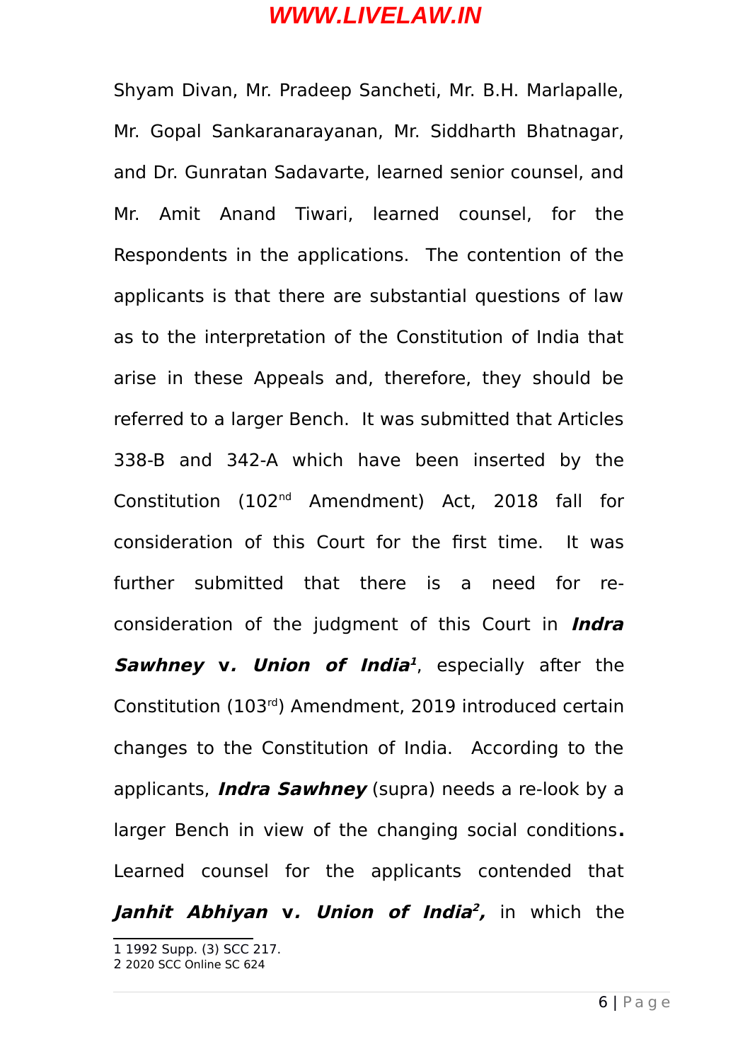Shyam Divan, Mr. Pradeep Sancheti, Mr. B.H. Marlapalle, Mr. Gopal Sankaranarayanan, Mr. Siddharth Bhatnagar, and Dr. Gunratan Sadavarte, learned senior counsel, and Mr. Amit Anand Tiwari, learned counsel, for the Respondents in the applications. The contention of the applicants is that there are substantial questions of law as to the interpretation of the Constitution of India that arise in these Appeals and, therefore, they should be referred to a larger Bench. It was submitted that Articles 338-B and 342-A which have been inserted by the Constitution (102nd Amendment) Act, 2018 fall for consideration of this Court for the first time. It was further submitted that there is a need for re-consideration of the judgment of this Court in ***Indra Sawhney* v*. Union of India*[1]**, especially after the Constitution (103rd) Amendment, 2019 introduced certain changes to the Constitution of India. According to the applicants, ***Indra Sawhney*** (supra) needs a re-look by a larger Bench in view of the changing social conditions**.** Learned counsel for the applicants contended that ***Janhit Abhiyan* v*. Union of India*[2],** in which the

---

1 1992 Supp. (3) SCC 217.

2 2020 SCC Online SC 624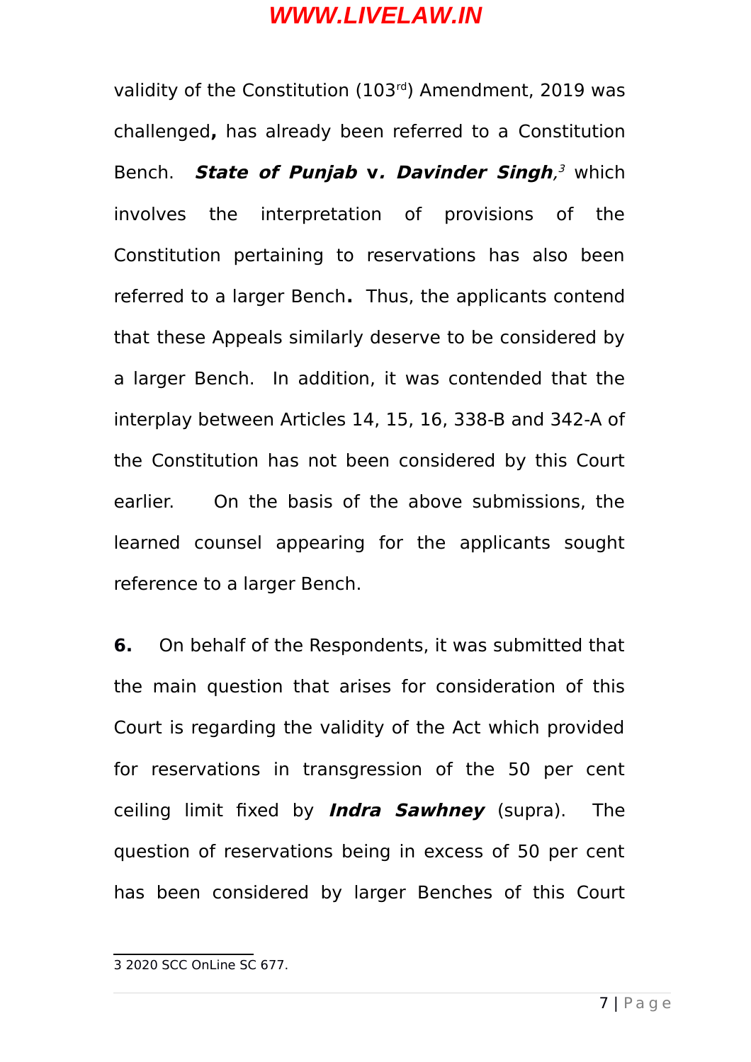validity of the Constitution (103rd) Amendment, 2019 was challenged**,** has already been referred to a Constitution Bench. ***State of Punjab* v*. Davinder Singh*,**[3] which involves the interpretation of provisions of the Constitution pertaining to reservations has also been referred to a larger Bench**.** Thus, the applicants contend that these Appeals similarly deserve to be considered by a larger Bench. In addition, it was contended that the interplay between Articles 14, 15, 16, 338-B and 342-A of the Constitution has not been considered by this Court earlier. On the basis of the above submissions, the learned counsel appearing for the applicants sought reference to a larger Bench.

**6.** On behalf of the Respondents, it was submitted that the main question that arises for consideration of this Court is regarding the validity of the Act which provided for reservations in transgression of the 50 per cent ceiling limit fixed by ***Indra Sawhney*** (supra). The question of reservations being in excess of 50 per cent has been considered by larger Benches of this Court

---

3 2020 SCC OnLine SC 677.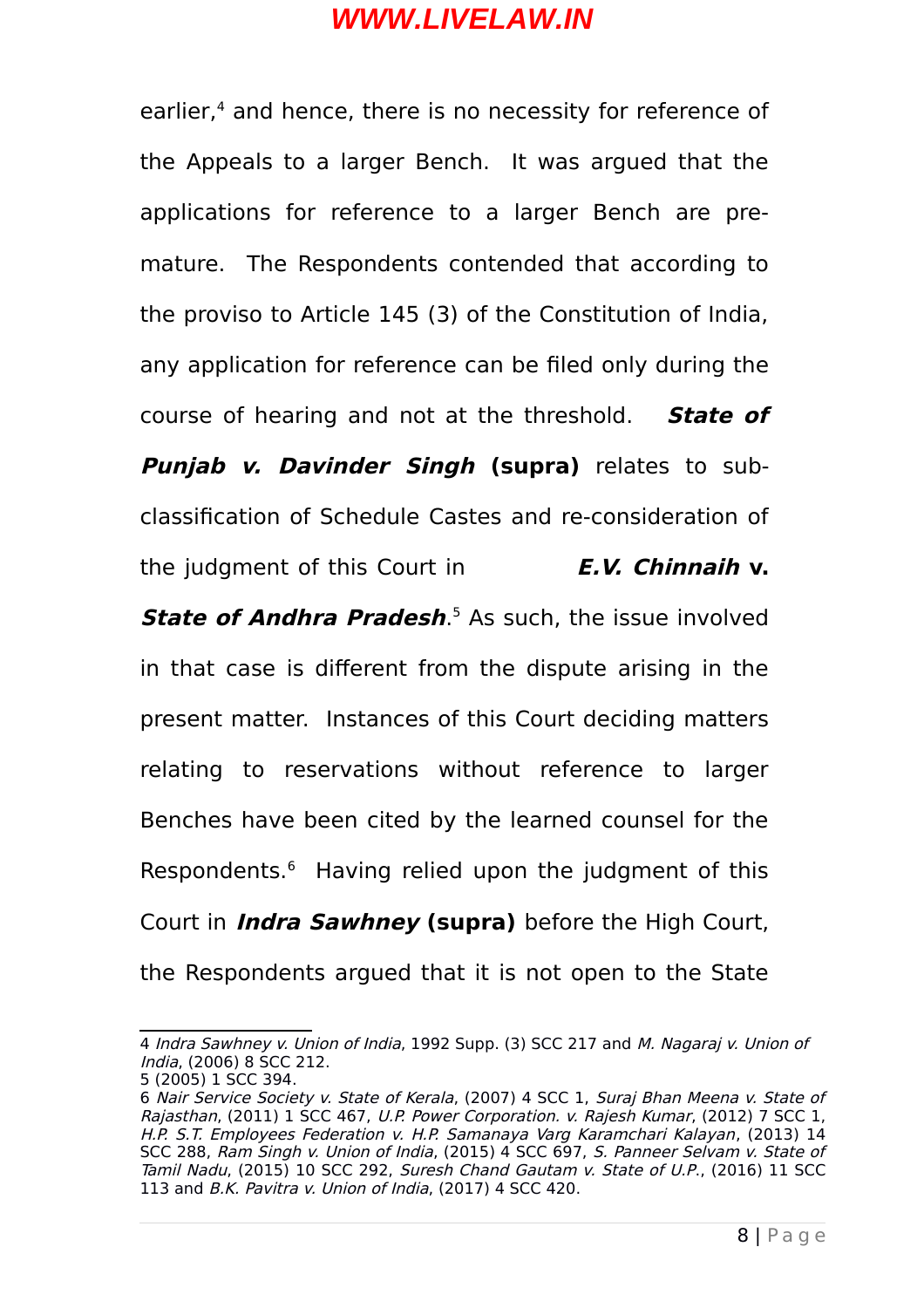earlier,[4] and hence, there is no necessity for reference of the Appeals to a larger Bench. It was argued that the applications for reference to a larger Bench are pre-mature. The Respondents contended that according to the proviso to Article 145 (3) of the Constitution of India, any application for reference can be filed only during the course of hearing and not at the threshold. ***State of Punjab v. Davinder Singh*** **(supra)** relates to sub-classification of Schedule Castes and re-consideration of the judgment of this Court in ***E.V. Chinnaih* v. *State of Andhra Pradesh***.[5] As such, the issue involved in that case is different from the dispute arising in the present matter. Instances of this Court deciding matters relating to reservations without reference to larger Benches have been cited by the learned counsel for the Respondents.[6] Having relied upon the judgment of this Court in ***Indra Sawhney*** **(supra)** before the High Court, the Respondents argued that it is not open to the State

---

4 *Indra Sawhney v. Union of India*, 1992 Supp. (3) SCC 217 and *M. Nagaraj v. Union of India*, (2006) 8 SCC 212.

5 (2005) 1 SCC 394.

6 *Nair Service Society v. State of Kerala*, (2007) 4 SCC 1, *Suraj Bhan Meena v. State of Rajasthan*, (2011) 1 SCC 467, *U.P. Power Corporation. v. Rajesh Kumar*, (2012) 7 SCC 1, *H.P. S.T. Employees Federation v. H.P. Samanaya Varg Karamchari Kalayan*, (2013) 14 SCC 288, *Ram Singh v. Union of India*, (2015) 4 SCC 697, *S. Panneer Selvam v. State of Tamil Nadu*, (2015) 10 SCC 292, *Suresh Chand Gautam v. State of U.P.*, (2016) 11 SCC 113 and *B.K. Pavitra v. Union of India*, (2017) 4 SCC 420.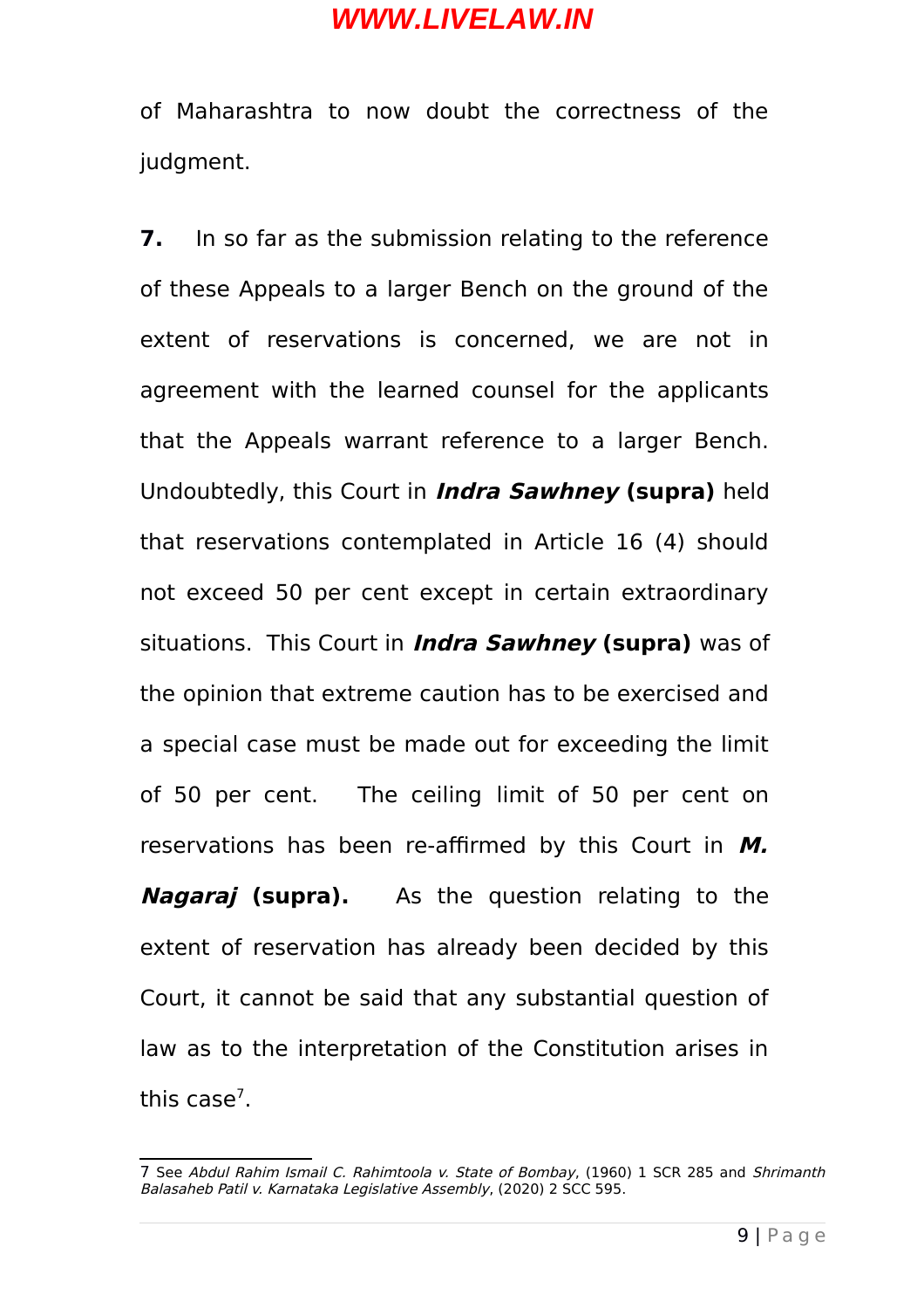of Maharashtra to now doubt the correctness of the judgment.

**7.** In so far as the submission relating to the reference of these Appeals to a larger Bench on the ground of the extent of reservations is concerned, we are not in agreement with the learned counsel for the applicants that the Appeals warrant reference to a larger Bench. Undoubtedly, this Court in ***Indra Sawhney*** **(supra)** held that reservations contemplated in Article 16 (4) should not exceed 50 per cent except in certain extraordinary situations. This Court in ***Indra Sawhney*** **(supra)** was of the opinion that extreme caution has to be exercised and a special case must be made out for exceeding the limit of 50 per cent. The ceiling limit of 50 per cent on reservations has been re-affirmed by this Court in ***M. Nagaraj*** **(supra).** As the question relating to the extent of reservation has already been decided by this Court, it cannot be said that any substantial question of law as to the interpretation of the Constitution arises in this case[7].

---

7 See *Abdul Rahim Ismail C. Rahimtoola v. State of Bombay*, (1960) 1 SCR 285 and *Shrimanth Balasaheb Patil v. Karnataka Legislative Assembly*, (2020) 2 SCC 595.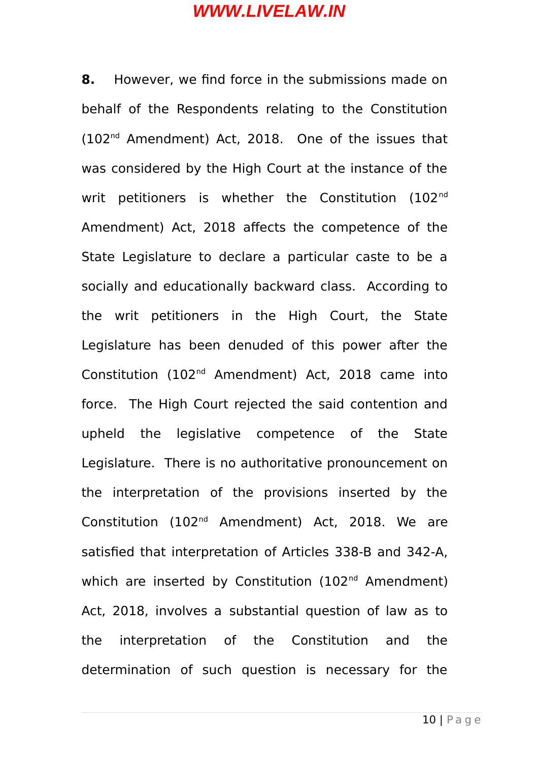**8.** However, we find force in the submissions made on behalf of the Respondents relating to the Constitution (102nd Amendment) Act, 2018. One of the issues that was considered by the High Court at the instance of the writ petitioners is whether the Constitution (102nd Amendment) Act, 2018 affects the competence of the State Legislature to declare a particular caste to be a socially and educationally backward class. According to the writ petitioners in the High Court, the State Legislature has been denuded of this power after the Constitution (102nd Amendment) Act, 2018 came into force. The High Court rejected the said contention and upheld the legislative competence of the State Legislature. There is no authoritative pronouncement on the interpretation of the provisions inserted by the Constitution (102nd Amendment) Act, 2018. We are satisfied that interpretation of Articles 338-B and 342-A, which are inserted by Constitution (102nd Amendment) Act, 2018, involves a substantial question of law as to the interpretation of the Constitution and the determination of such question is necessary for the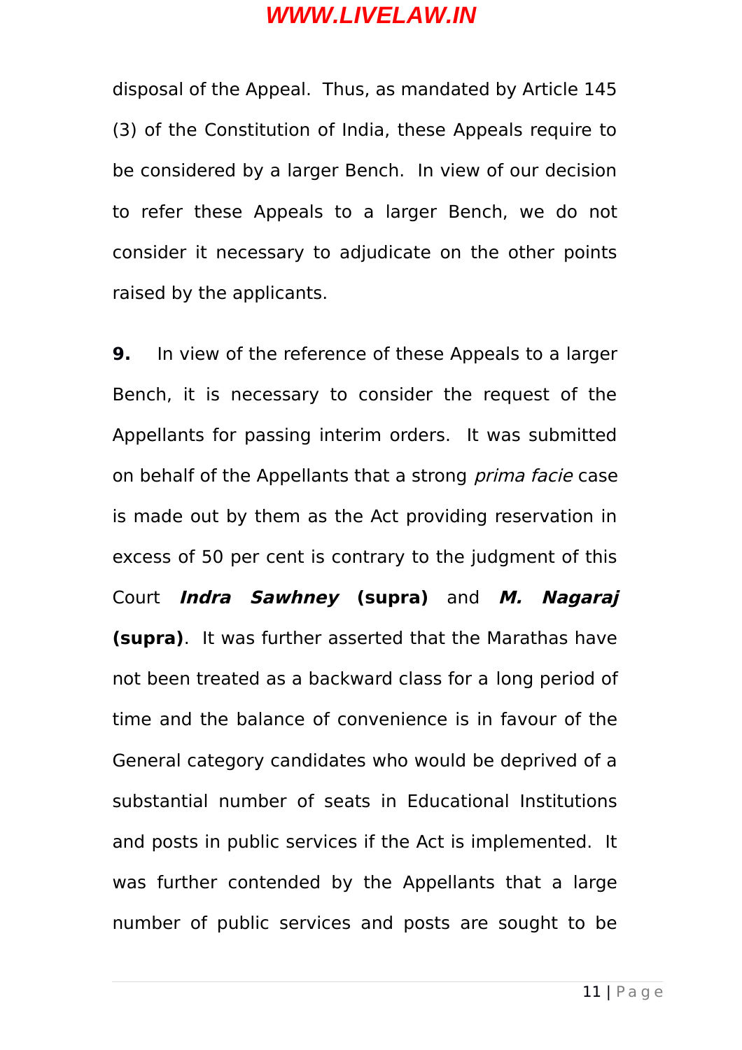disposal of the Appeal. Thus, as mandated by Article 145 (3) of the Constitution of India, these Appeals require to be considered by a larger Bench. In view of our decision to refer these Appeals to a larger Bench, we do not consider it necessary to adjudicate on the other points raised by the applicants.

**9.** In view of the reference of these Appeals to a larger Bench, it is necessary to consider the request of the Appellants for passing interim orders. It was submitted on behalf of the Appellants that a strong *prima facie* case is made out by them as the Act providing reservation in excess of 50 per cent is contrary to the judgment of this Court ***Indra Sawhney*** **(supra)** and ***M. Nagaraj*** **(supra)**. It was further asserted that the Marathas have not been treated as a backward class for a long period of time and the balance of convenience is in favour of the General category candidates who would be deprived of a substantial number of seats in Educational Institutions and posts in public services if the Act is implemented. It was further contended by the Appellants that a large number of public services and posts are sought to be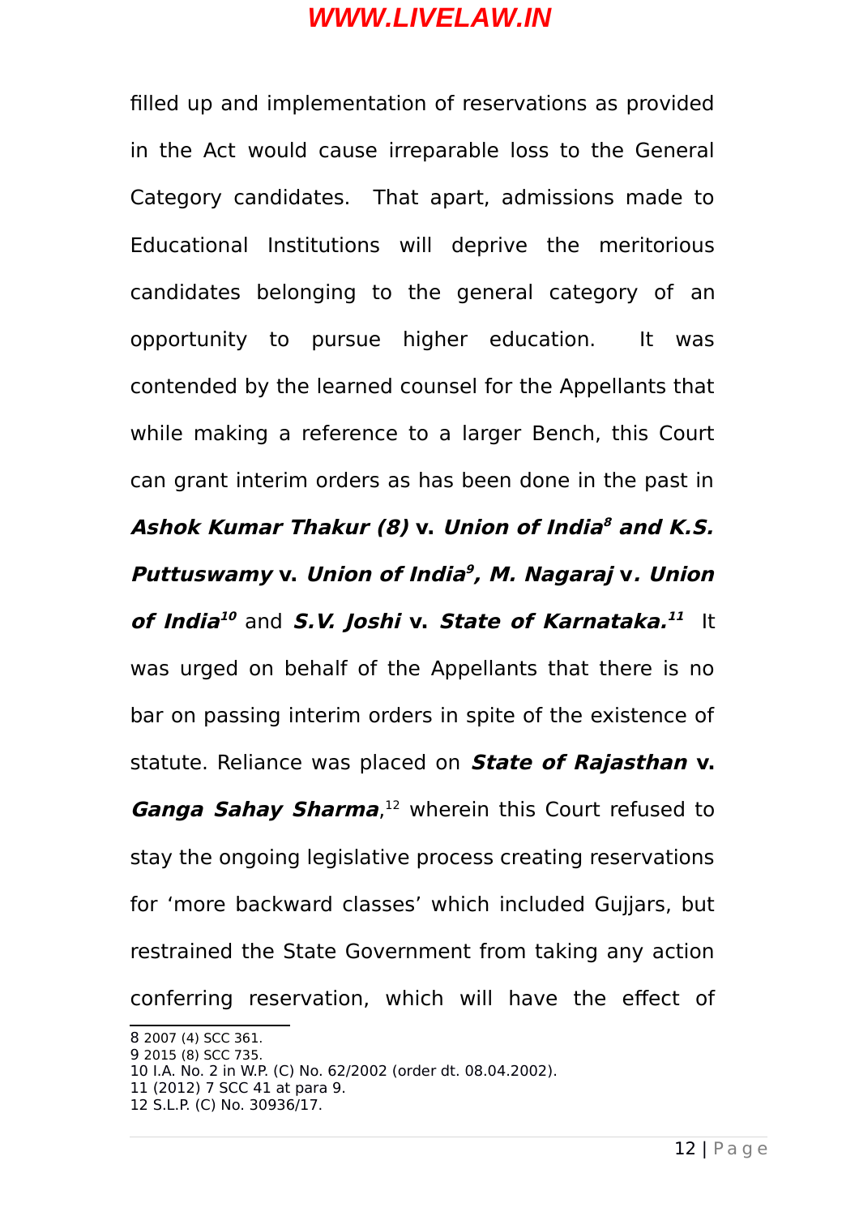filled up and implementation of reservations as provided in the Act would cause irreparable loss to the General Category candidates. That apart, admissions made to Educational Institutions will deprive the meritorious candidates belonging to the general category of an opportunity to pursue higher education. It was contended by the learned counsel for the Appellants that while making a reference to a larger Bench, this Court can grant interim orders as has been done in the past in ***Ashok Kumar Thakur (8)*** **v.** ***Union of India***[8] ***and K.S. Puttuswamy*** **v.** ***Union of India***[9]***, M. Nagaraj*** **v.** ***Union of India***[10] and ***S.V. Joshi*** **v.** ***State of Karnataka.***[11] It was urged on behalf of the Appellants that there is no bar on passing interim orders in spite of the existence of statute. Reliance was placed on ***State of Rajasthan*** **v.** ***Ganga Sahay Sharma***,[12] wherein this Court refused to stay the ongoing legislative process creating reservations for 'more backward classes' which included Gujjars, but restrained the State Government from taking any action conferring reservation, which will have the effect of

---

8 2007 (4) SCC 361.
9 2015 (8) SCC 735.
10 I.A. No. 2 in W.P. (C) No. 62/2002 (order dt. 08.04.2002).
11 (2012) 7 SCC 41 at para 9.
12 S.L.P. (C) No. 30936/17.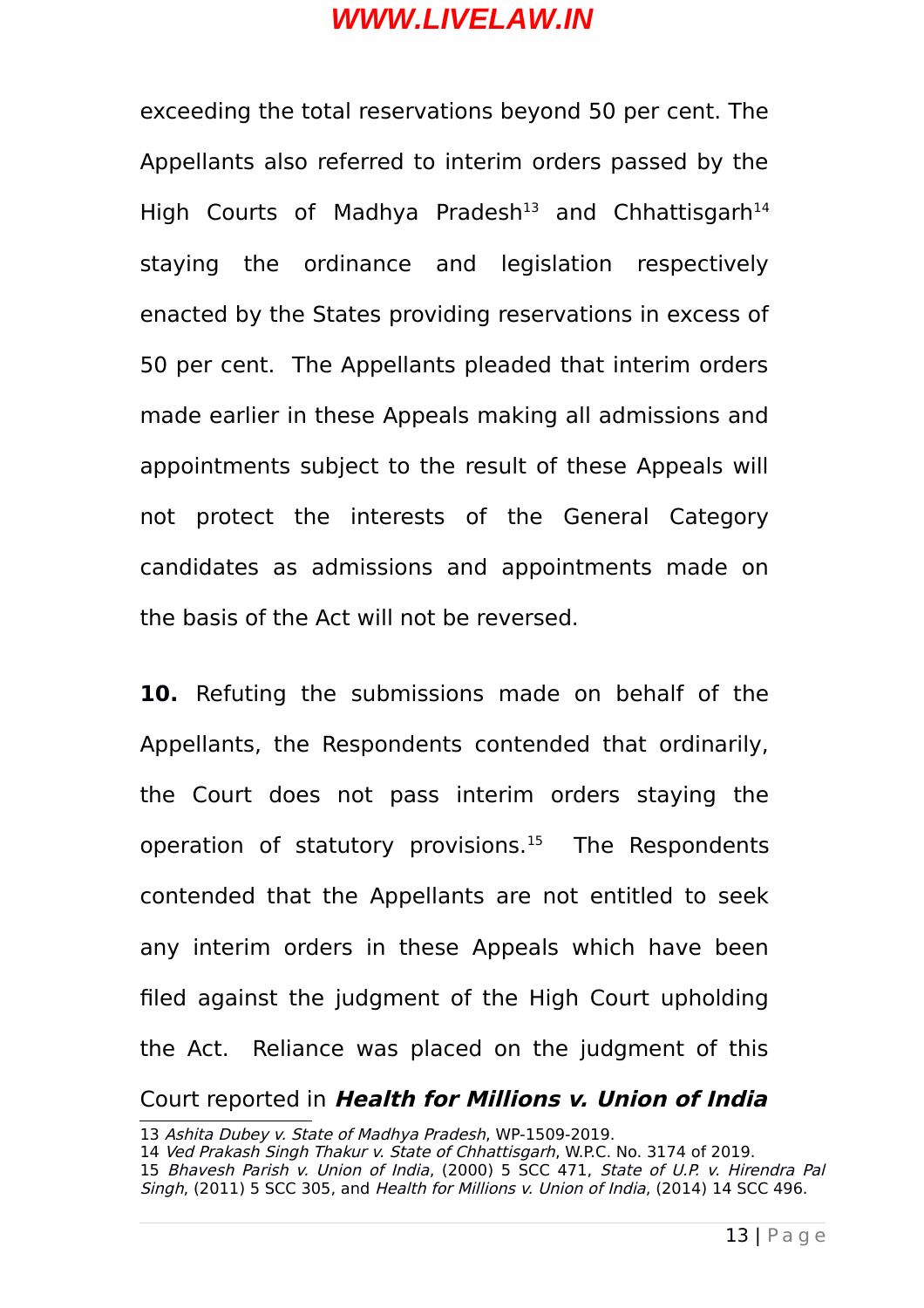exceeding the total reservations beyond 50 per cent. The Appellants also referred to interim orders passed by the High Courts of Madhya Pradesh[13] and Chhattisgarh[14] staying the ordinance and legislation respectively enacted by the States providing reservations in excess of 50 per cent. The Appellants pleaded that interim orders made earlier in these Appeals making all admissions and appointments subject to the result of these Appeals will not protect the interests of the General Category candidates as admissions and appointments made on the basis of the Act will not be reversed.

**10.** Refuting the submissions made on behalf of the Appellants, the Respondents contended that ordinarily, the Court does not pass interim orders staying the operation of statutory provisions.[15] The Respondents contended that the Appellants are not entitled to seek any interim orders in these Appeals which have been filed against the judgment of the High Court upholding the Act. Reliance was placed on the judgment of this Court reported in ***Health for Millions v. Union of India***

---

13 *Ashita Dubey v. State of Madhya Pradesh*, WP-1509-2019.

14 *Ved Prakash Singh Thakur v. State of Chhattisgarh*, W.P.C. No. 3174 of 2019.

15 *Bhavesh Parish v. Union of India*, (2000) 5 SCC 471, *State of U.P. v. Hirendra Pal Singh*, (2011) 5 SCC 305, and *Health for Millions v. Union of India*, (2014) 14 SCC 496.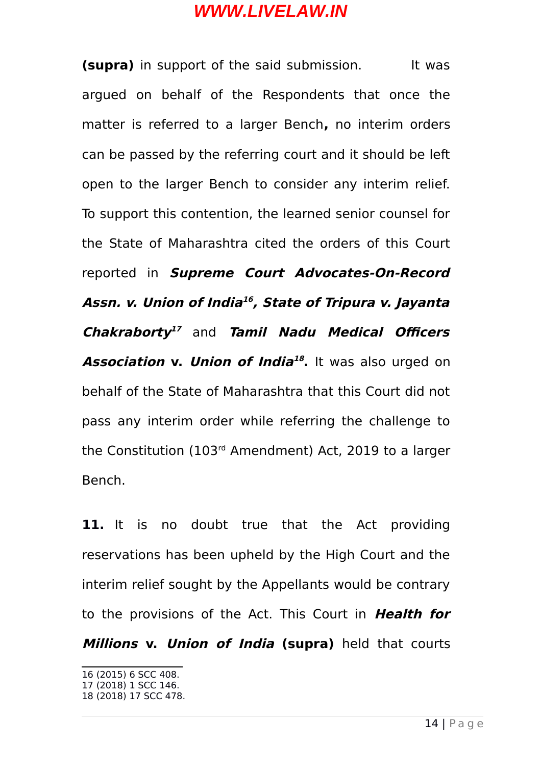**(supra)** in support of the said submission. It was argued on behalf of the Respondents that once the matter is referred to a larger Bench**,** no interim orders can be passed by the referring court and it should be left open to the larger Bench to consider any interim relief. To support this contention, the learned senior counsel for the State of Maharashtra cited the orders of this Court reported in ***Supreme Court Advocates-On-Record Assn. v. Union of India***[16]***, State of Tripura v. Jayanta Chakraborty***[17] and ***Tamil Nadu Medical Officers Association*** **v.** ***Union of India***[18]**.** It was also urged on behalf of the State of Maharashtra that this Court did not pass any interim order while referring the challenge to the Constitution (103rd Amendment) Act, 2019 to a larger Bench.

**11.** It is no doubt true that the Act providing reservations has been upheld by the High Court and the interim relief sought by the Appellants would be contrary to the provisions of the Act. This Court in ***Health for Millions*** **v.** ***Union of India*** **(supra)** held that courts

---

16 (2015) 6 SCC 408.
17 (2018) 1 SCC 146.
18 (2018) 17 SCC 478.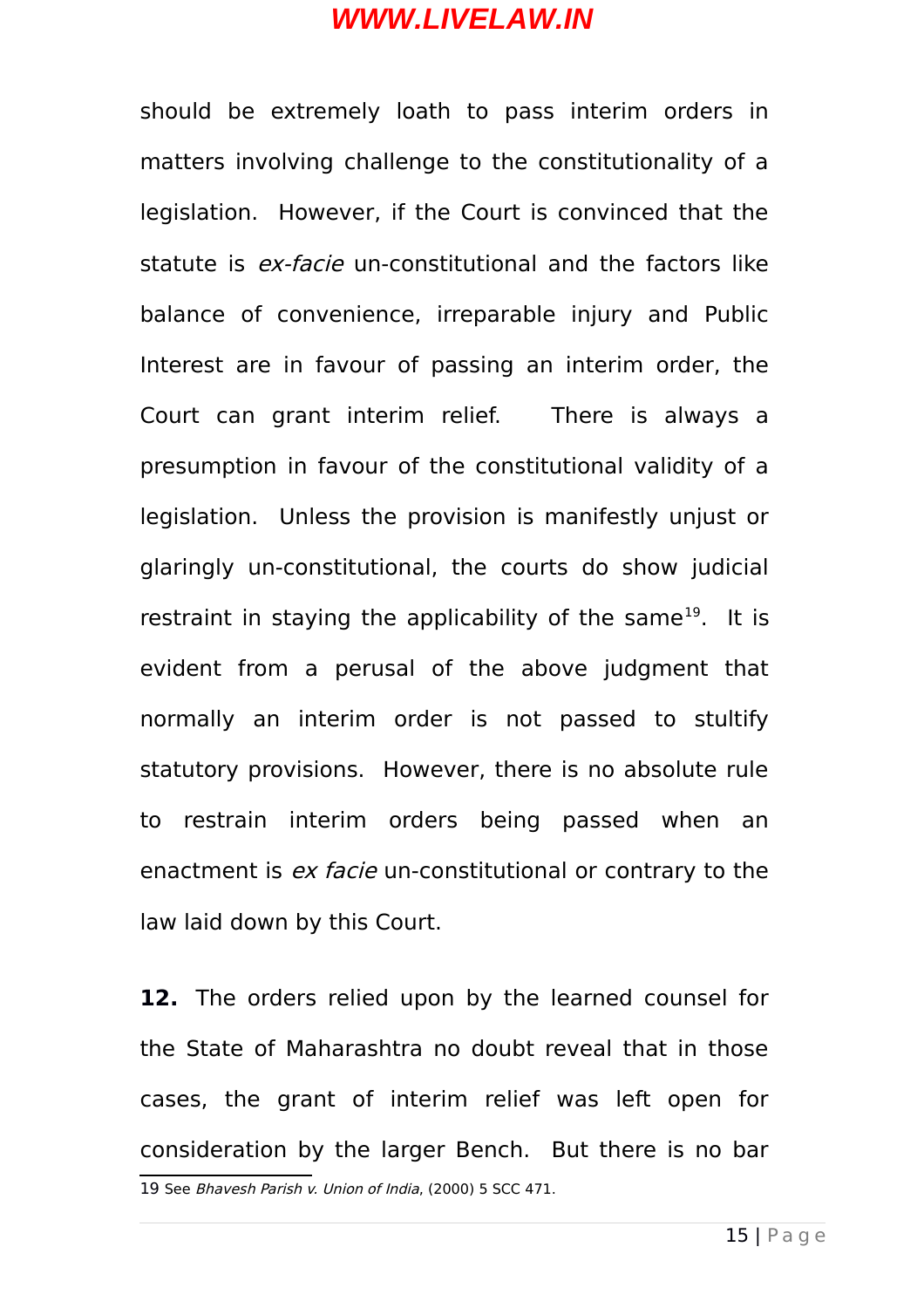should be extremely loath to pass interim orders in matters involving challenge to the constitutionality of a legislation. However, if the Court is convinced that the statute is *ex-facie* un-constitutional and the factors like balance of convenience, irreparable injury and Public Interest are in favour of passing an interim order, the Court can grant interim relief. There is always a presumption in favour of the constitutional validity of a legislation. Unless the provision is manifestly unjust or glaringly un-constitutional, the courts do show judicial restraint in staying the applicability of the same[19]. It is evident from a perusal of the above judgment that normally an interim order is not passed to stultify statutory provisions. However, there is no absolute rule to restrain interim orders being passed when an enactment is *ex facie* un-constitutional or contrary to the law laid down by this Court.

**12.** The orders relied upon by the learned counsel for the State of Maharashtra no doubt reveal that in those cases, the grant of interim relief was left open for consideration by the larger Bench. But there is no bar

---

19 See *Bhavesh Parish v. Union of India*, (2000) 5 SCC 471.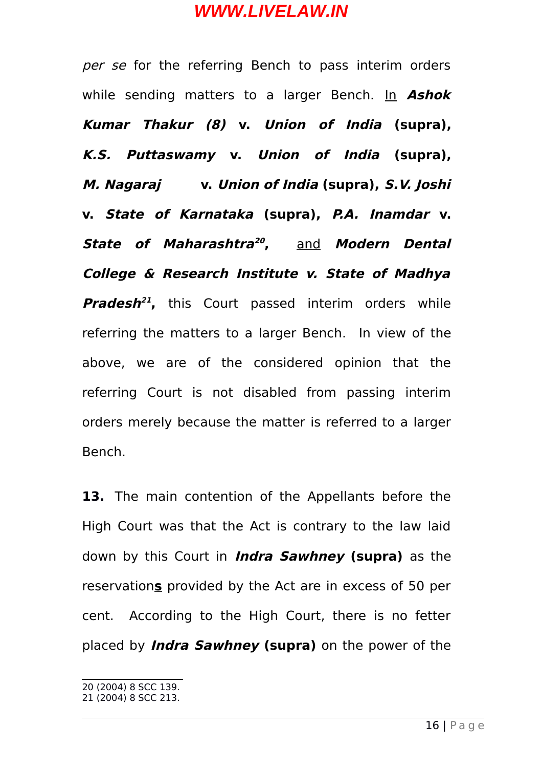*per se* for the referring Bench to pass interim orders while sending matters to a larger Bench. In ***Ashok Kumar Thakur (8)* v. *Union of India* (supra), *K.S. Puttaswamy* v. *Union of India* (supra), *M. Nagaraj* v. *Union of India* (supra), *S.V. Joshi* v. *State of Karnataka* (supra), *P.A. Inamdar* v. *State of Maharashtra*[20],** and ***Modern Dental College & Research Institute v. State of Madhya Pradesh*[21],** this Court passed interim orders while referring the matters to a larger Bench. In view of the above, we are of the considered opinion that the referring Court is not disabled from passing interim orders merely because the matter is referred to a larger Bench.

**13.** The main contention of the Appellants before the High Court was that the Act is contrary to the law laid down by this Court in ***Indra Sawhney* (supra)** as the reservation**s** provided by the Act are in excess of 50 per cent. According to the High Court, there is no fetter placed by ***Indra Sawhney* (supra)** on the power of the

---

20 (2004) 8 SCC 139.
21 (2004) 8 SCC 213.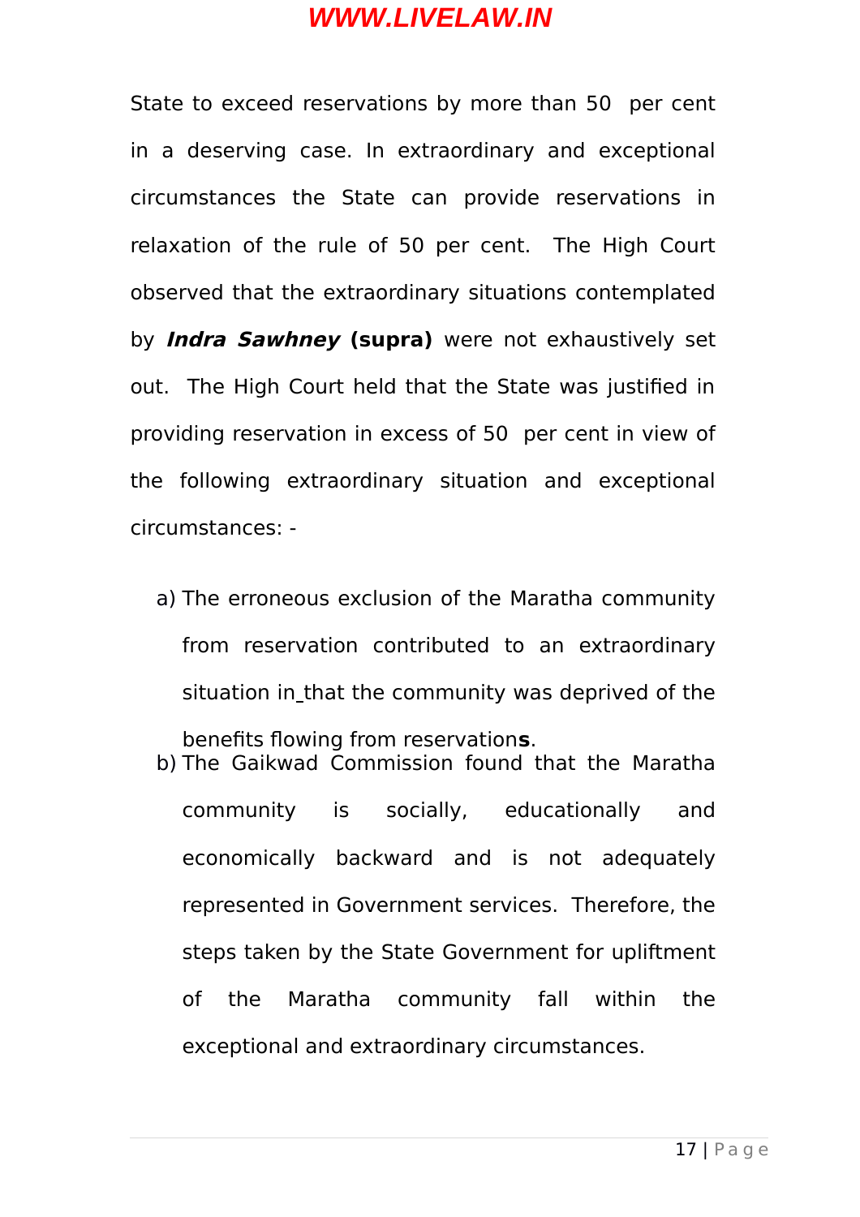State to exceed reservations by more than 50  per cent in a deserving case. In extraordinary and exceptional circumstances the State can provide reservations in relaxation of the rule of 50 per cent.  The High Court observed that the extraordinary situations contemplated by ***Indra Sawhney*** **(supra)** were not exhaustively set out.  The High Court held that the State was justified in providing reservation in excess of 50  per cent in view of the following extraordinary situation and exceptional circumstances: -

a) The erroneous exclusion of the Maratha community from reservation contributed to an extraordinary situation in that the community was deprived of the benefits flowing from reservation**s**.
b) The Gaikwad Commission found that the Maratha community is socially, educationally and economically backward and is not adequately represented in Government services.  Therefore, the steps taken by the State Government for upliftment of the Maratha community fall within the exceptional and extraordinary circumstances.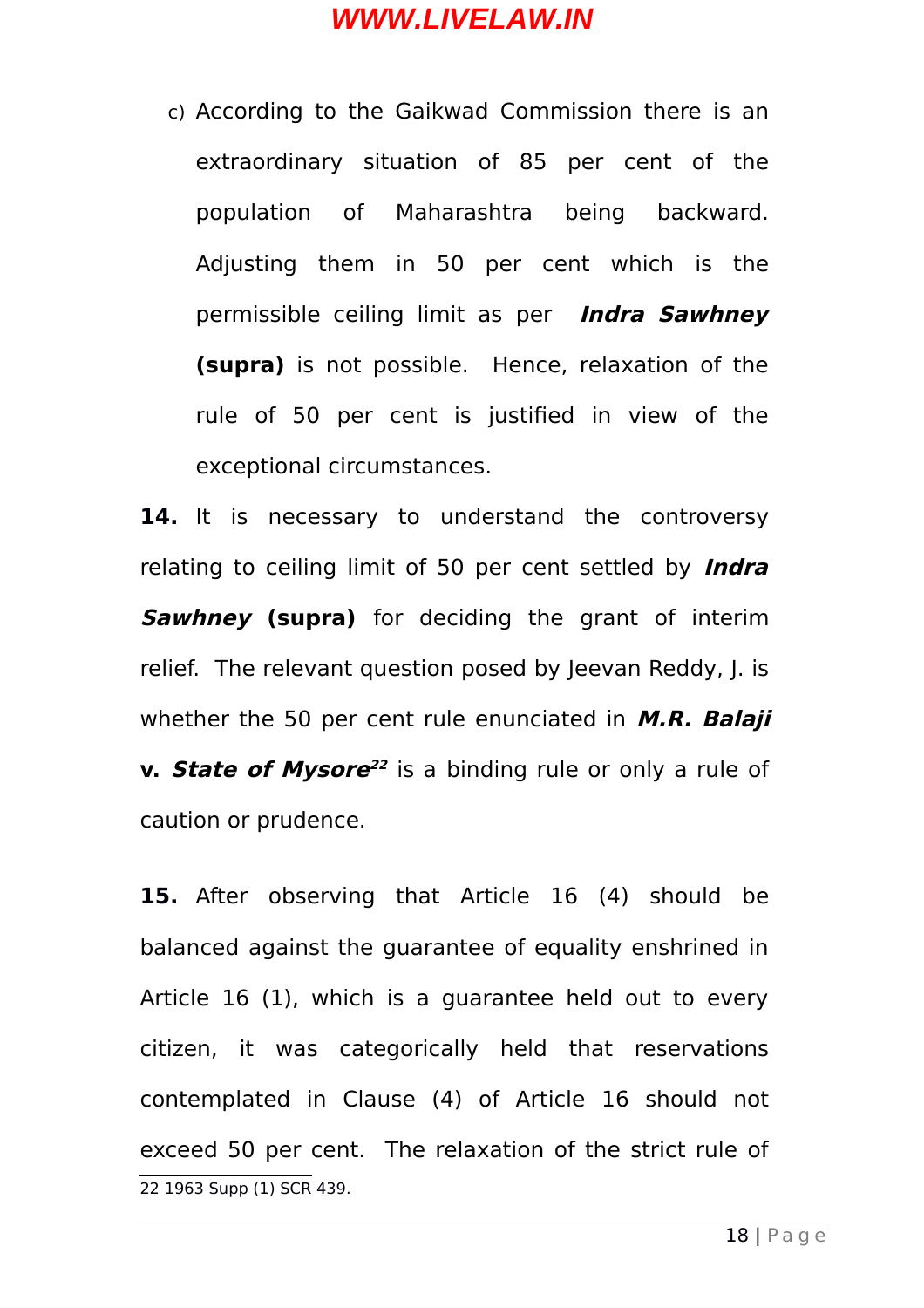c) According to the Gaikwad Commission there is an extraordinary situation of 85 per cent of the population of Maharashtra being backward. Adjusting them in 50 per cent which is the permissible ceiling limit as per ***Indra Sawhney* (supra)** is not possible. Hence, relaxation of the rule of 50 per cent is justified in view of the exceptional circumstances.

**14.** It is necessary to understand the controversy relating to ceiling limit of 50 per cent settled by ***Indra Sawhney* (supra)** for deciding the grant of interim relief. The relevant question posed by Jeevan Reddy, J. is whether the 50 per cent rule enunciated in ***M.R. Balaji* v. *State of Mysore***[22] is a binding rule or only a rule of caution or prudence.

**15.** After observing that Article 16 (4) should be balanced against the guarantee of equality enshrined in Article 16 (1), which is a guarantee held out to every citizen, it was categorically held that reservations contemplated in Clause (4) of Article 16 should not exceed 50 per cent. The relaxation of the strict rule of

22 1963 Supp (1) SCR 439.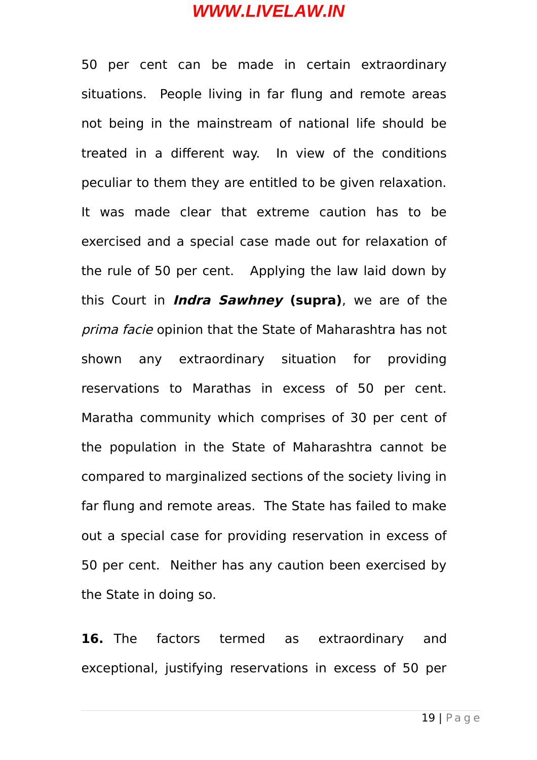50 per cent can be made in certain extraordinary situations. People living in far flung and remote areas not being in the mainstream of national life should be treated in a different way. In view of the conditions peculiar to them they are entitled to be given relaxation. It was made clear that extreme caution has to be exercised and a special case made out for relaxation of the rule of 50 per cent. Applying the law laid down by this Court in ***Indra Sawhney*** **(supra)**, we are of the *prima facie* opinion that the State of Maharashtra has not shown any extraordinary situation for providing reservations to Marathas in excess of 50 per cent. Maratha community which comprises of 30 per cent of the population in the State of Maharashtra cannot be compared to marginalized sections of the society living in far flung and remote areas. The State has failed to make out a special case for providing reservation in excess of 50 per cent. Neither has any caution been exercised by the State in doing so.

**16.** The factors termed as extraordinary and exceptional, justifying reservations in excess of 50 per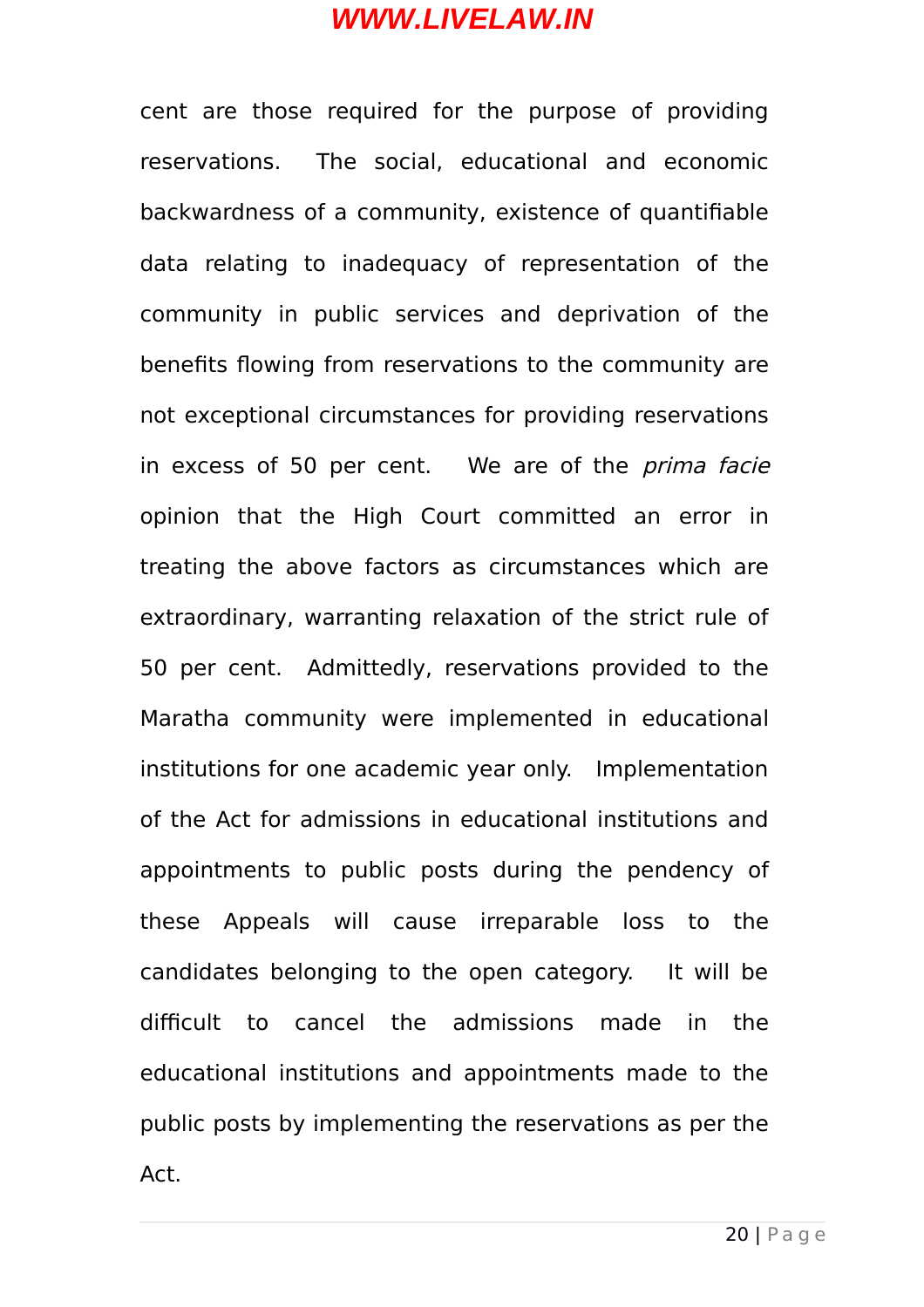cent are those required for the purpose of providing reservations. The social, educational and economic backwardness of a community, existence of quantifiable data relating to inadequacy of representation of the community in public services and deprivation of the benefits flowing from reservations to the community are not exceptional circumstances for providing reservations in excess of 50 per cent. We are of the *prima facie* opinion that the High Court committed an error in treating the above factors as circumstances which are extraordinary, warranting relaxation of the strict rule of 50 per cent. Admittedly, reservations provided to the Maratha community were implemented in educational institutions for one academic year only. Implementation of the Act for admissions in educational institutions and appointments to public posts during the pendency of these Appeals will cause irreparable loss to the candidates belonging to the open category. It will be difficult to cancel the admissions made in the educational institutions and appointments made to the public posts by implementing the reservations as per the Act.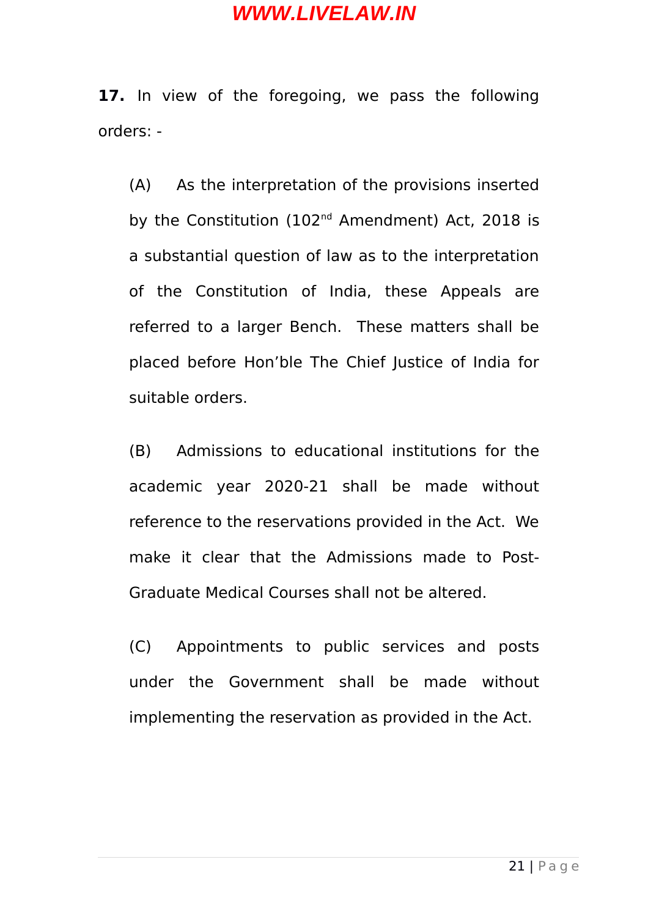**17.** In view of the foregoing, we pass the following orders: -

(A) As the interpretation of the provisions inserted by the Constitution (102nd Amendment) Act, 2018 is a substantial question of law as to the interpretation of the Constitution of India, these Appeals are referred to a larger Bench. These matters shall be placed before Hon'ble The Chief Justice of India for suitable orders.

(B) Admissions to educational institutions for the academic year 2020-21 shall be made without reference to the reservations provided in the Act. We make it clear that the Admissions made to Post-Graduate Medical Courses shall not be altered.

(C) Appointments to public services and posts under the Government shall be made without implementing the reservation as provided in the Act.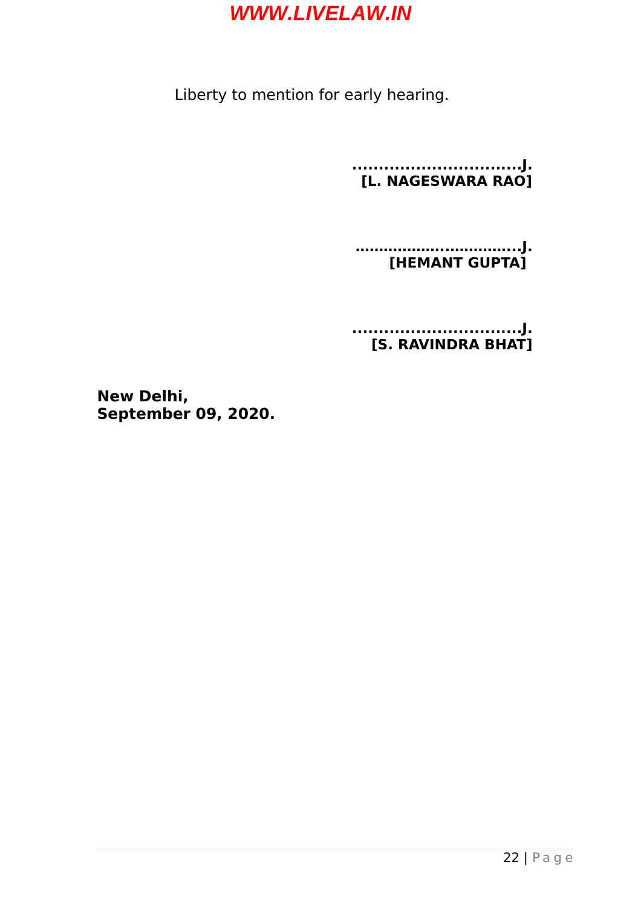Liberty to mention for early hearing.

**..................................J.**
**[L. NAGESWARA RAO]**

**....................................J.**
**[HEMANT GUPTA]**

**..................................J.**
**[S. RAVINDRA BHAT]**

**New Delhi,**
**September 09, 2020.**